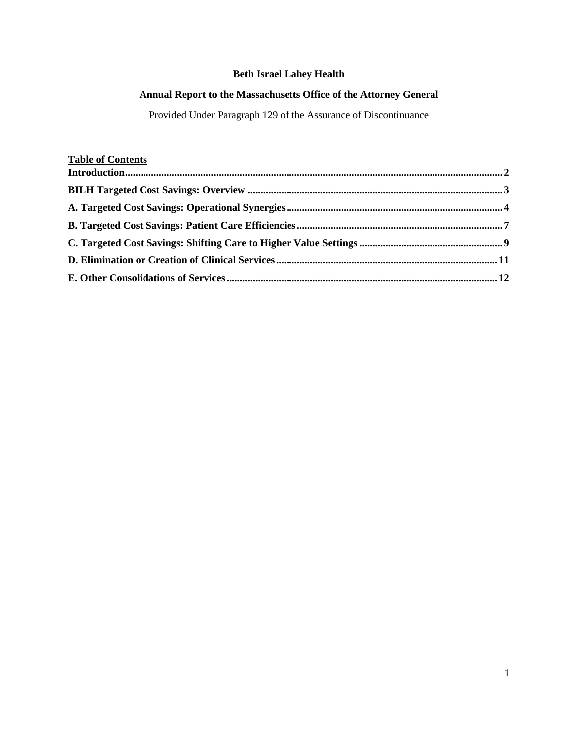**Beth Israel Lahey Health**

**Annual Report to the Massachusetts Office of the Attorney General**

Provided Under Paragraph 129 of the Assurance of Discontinuance

**Table of Contents**

**Introduction** ........ 2

**BILH Targeted Cost Savings: Overview** ........ 3

**A. Targeted Cost Savings: Operational Synergies** ........ 4

**B. Targeted Cost Savings: Patient Care Efficiencies** ........ 7

**C. Targeted Cost Savings: Shifting Care to Higher Value Settings** ........ 9

**D. Elimination or Creation of Clinical Services** ........ 11

**E. Other Consolidations of Services** ........ 12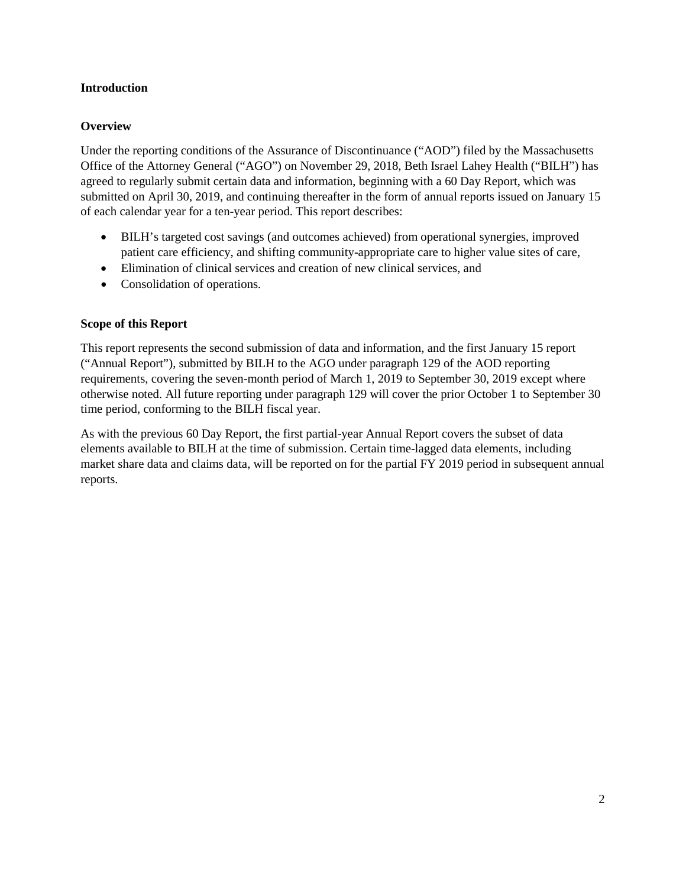## Introduction

### Overview

Under the reporting conditions of the Assurance of Discontinuance ("AOD") filed by the Massachusetts Office of the Attorney General ("AGO") on November 29, 2018, Beth Israel Lahey Health ("BILH") has agreed to regularly submit certain data and information, beginning with a 60 Day Report, which was submitted on April 30, 2019, and continuing thereafter in the form of annual reports issued on January 15 of each calendar year for a ten-year period. This report describes:

- BILH's targeted cost savings (and outcomes achieved) from operational synergies, improved patient care efficiency, and shifting community-appropriate care to higher value sites of care,
- Elimination of clinical services and creation of new clinical services, and
- Consolidation of operations.

### Scope of this Report

This report represents the second submission of data and information, and the first January 15 report ("Annual Report"), submitted by BILH to the AGO under paragraph 129 of the AOD reporting requirements, covering the seven-month period of March 1, 2019 to September 30, 2019 except where otherwise noted. All future reporting under paragraph 129 will cover the prior October 1 to September 30 time period, conforming to the BILH fiscal year.

As with the previous 60 Day Report, the first partial-year Annual Report covers the subset of data elements available to BILH at the time of submission. Certain time-lagged data elements, including market share data and claims data, will be reported on for the partial FY 2019 period in subsequent annual reports.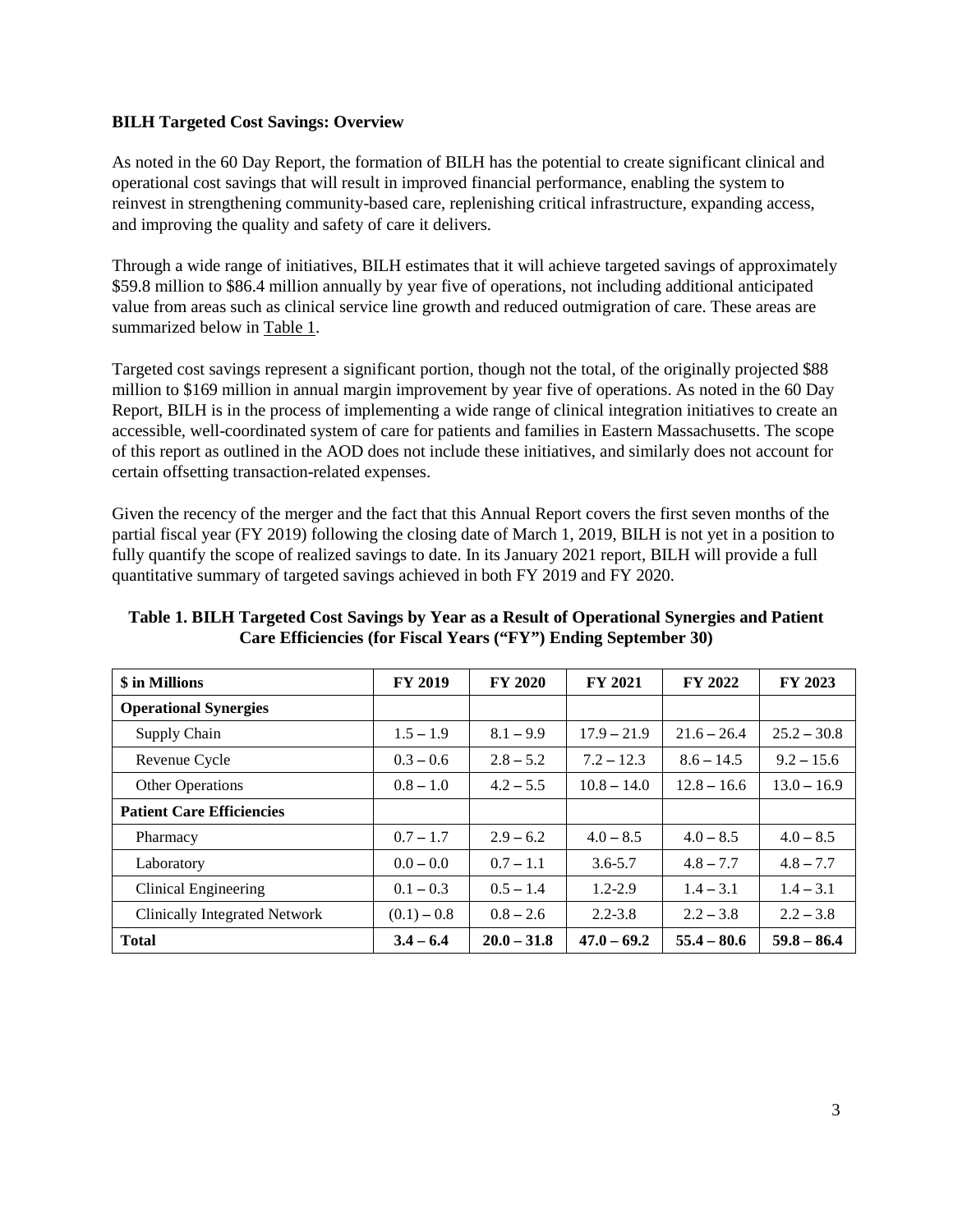**BILH Targeted Cost Savings: Overview**

As noted in the 60 Day Report, the formation of BILH has the potential to create significant clinical and operational cost savings that will result in improved financial performance, enabling the system to reinvest in strengthening community-based care, replenishing critical infrastructure, expanding access, and improving the quality and safety of care it delivers.

Through a wide range of initiatives, BILH estimates that it will achieve targeted savings of approximately \$59.8 million to \$86.4 million annually by year five of operations, not including additional anticipated value from areas such as clinical service line growth and reduced outmigration of care. These areas are summarized below in Table 1.

Targeted cost savings represent a significant portion, though not the total, of the originally projected \$88 million to \$169 million in annual margin improvement by year five of operations. As noted in the 60 Day Report, BILH is in the process of implementing a wide range of clinical integration initiatives to create an accessible, well-coordinated system of care for patients and families in Eastern Massachusetts. The scope of this report as outlined in the AOD does not include these initiatives, and similarly does not account for certain offsetting transaction-related expenses.

Given the recency of the merger and the fact that this Annual Report covers the first seven months of the partial fiscal year (FY 2019) following the closing date of March 1, 2019, BILH is not yet in a position to fully quantify the scope of realized savings to date. In its January 2021 report, BILH will provide a full quantitative summary of targeted savings achieved in both FY 2019 and FY 2020.

**Table 1. BILH Targeted Cost Savings by Year as a Result of Operational Synergies and Patient Care Efficiencies (for Fiscal Years ("FY") Ending September 30)**

| \$ in Millions | FY 2019 | FY 2020 | FY 2021 | FY 2022 | FY 2023 |
|---|---|---|---|---|---|
| **Operational Synergies** | | | | | |
| Supply Chain | 1.5 – 1.9 | 8.1 – 9.9 | 17.9 – 21.9 | 21.6 – 26.4 | 25.2 – 30.8 |
| Revenue Cycle | 0.3 – 0.6 | 2.8 – 5.2 | 7.2 – 12.3 | 8.6 – 14.5 | 9.2 – 15.6 |
| Other Operations | 0.8 – 1.0 | 4.2 – 5.5 | 10.8 – 14.0 | 12.8 – 16.6 | 13.0 – 16.9 |
| **Patient Care Efficiencies** | | | | | |
| Pharmacy | 0.7 – 1.7 | 2.9 – 6.2 | 4.0 – 8.5 | 4.0 – 8.5 | 4.0 – 8.5 |
| Laboratory | 0.0 – 0.0 | 0.7 – 1.1 | 3.6-5.7 | 4.8 – 7.7 | 4.8 – 7.7 |
| Clinical Engineering | 0.1 – 0.3 | 0.5 – 1.4 | 1.2-2.9 | 1.4 – 3.1 | 1.4 – 3.1 |
| Clinically Integrated Network | (0.1) – 0.8 | 0.8 – 2.6 | 2.2-3.8 | 2.2 – 3.8 | 2.2 – 3.8 |
| **Total** | **3.4 – 6.4** | **20.0 – 31.8** | **47.0 – 69.2** | **55.4 – 80.6** | **59.8 – 86.4** |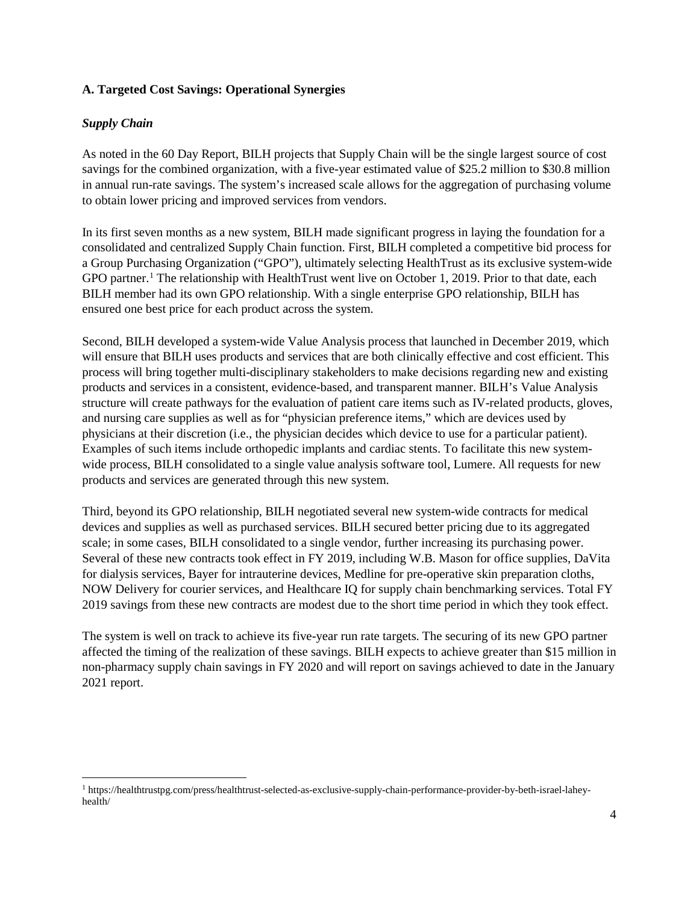### A. Targeted Cost Savings: Operational Synergies

#### *Supply Chain*

As noted in the 60 Day Report, BILH projects that Supply Chain will be the single largest source of cost savings for the combined organization, with a five-year estimated value of $25.2 million to $30.8 million in annual run-rate savings. The system's increased scale allows for the aggregation of purchasing volume to obtain lower pricing and improved services from vendors.

In its first seven months as a new system, BILH made significant progress in laying the foundation for a consolidated and centralized Supply Chain function. First, BILH completed a competitive bid process for a Group Purchasing Organization ("GPO"), ultimately selecting HealthTrust as its exclusive system-wide GPO partner.[1] The relationship with HealthTrust went live on October 1, 2019. Prior to that date, each BILH member had its own GPO relationship. With a single enterprise GPO relationship, BILH has ensured one best price for each product across the system.

Second, BILH developed a system-wide Value Analysis process that launched in December 2019, which will ensure that BILH uses products and services that are both clinically effective and cost efficient. This process will bring together multi-disciplinary stakeholders to make decisions regarding new and existing products and services in a consistent, evidence-based, and transparent manner. BILH's Value Analysis structure will create pathways for the evaluation of patient care items such as IV-related products, gloves, and nursing care supplies as well as for "physician preference items," which are devices used by physicians at their discretion (i.e., the physician decides which device to use for a particular patient). Examples of such items include orthopedic implants and cardiac stents. To facilitate this new system-wide process, BILH consolidated to a single value analysis software tool, Lumere. All requests for new products and services are generated through this new system.

Third, beyond its GPO relationship, BILH negotiated several new system-wide contracts for medical devices and supplies as well as purchased services. BILH secured better pricing due to its aggregated scale; in some cases, BILH consolidated to a single vendor, further increasing its purchasing power. Several of these new contracts took effect in FY 2019, including W.B. Mason for office supplies, DaVita for dialysis services, Bayer for intrauterine devices, Medline for pre-operative skin preparation cloths, NOW Delivery for courier services, and Healthcare IQ for supply chain benchmarking services. Total FY 2019 savings from these new contracts are modest due to the short time period in which they took effect.

The system is well on track to achieve its five-year run rate targets. The securing of its new GPO partner affected the timing of the realization of these savings. BILH expects to achieve greater than $15 million in non-pharmacy supply chain savings in FY 2020 and will report on savings achieved to date in the January 2021 report.

---

[1] https://healthtrustpg.com/press/healthtrust-selected-as-exclusive-supply-chain-performance-provider-by-beth-israel-lahey-health/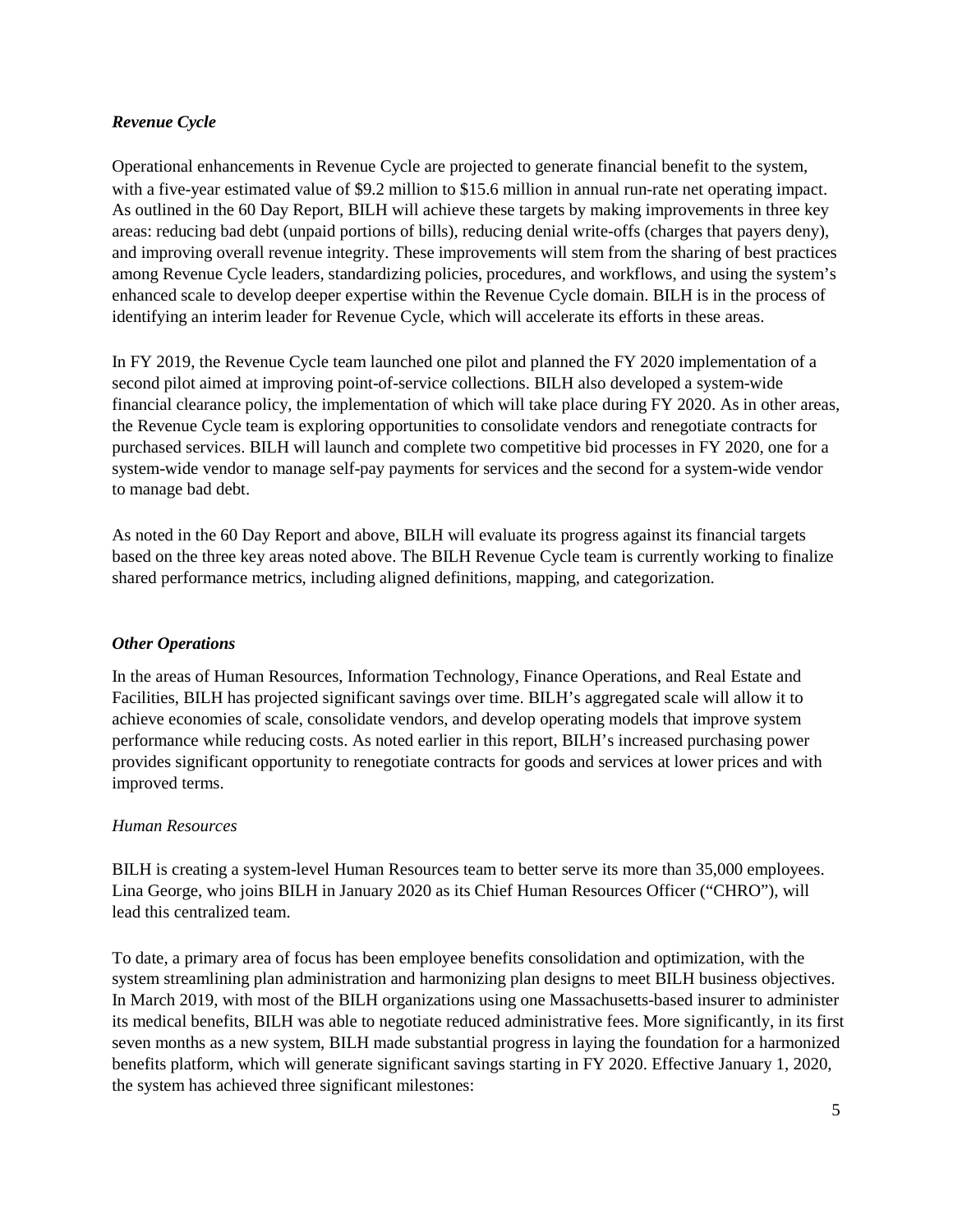### *Revenue Cycle*

Operational enhancements in Revenue Cycle are projected to generate financial benefit to the system, with a five-year estimated value of $9.2 million to $15.6 million in annual run-rate net operating impact. As outlined in the 60 Day Report, BILH will achieve these targets by making improvements in three key areas: reducing bad debt (unpaid portions of bills), reducing denial write-offs (charges that payers deny), and improving overall revenue integrity. These improvements will stem from the sharing of best practices among Revenue Cycle leaders, standardizing policies, procedures, and workflows, and using the system's enhanced scale to develop deeper expertise within the Revenue Cycle domain. BILH is in the process of identifying an interim leader for Revenue Cycle, which will accelerate its efforts in these areas.

In FY 2019, the Revenue Cycle team launched one pilot and planned the FY 2020 implementation of a second pilot aimed at improving point-of-service collections. BILH also developed a system-wide financial clearance policy, the implementation of which will take place during FY 2020. As in other areas, the Revenue Cycle team is exploring opportunities to consolidate vendors and renegotiate contracts for purchased services. BILH will launch and complete two competitive bid processes in FY 2020, one for a system-wide vendor to manage self-pay payments for services and the second for a system-wide vendor to manage bad debt.

As noted in the 60 Day Report and above, BILH will evaluate its progress against its financial targets based on the three key areas noted above. The BILH Revenue Cycle team is currently working to finalize shared performance metrics, including aligned definitions, mapping, and categorization.

### *Other Operations*

In the areas of Human Resources, Information Technology, Finance Operations, and Real Estate and Facilities, BILH has projected significant savings over time. BILH's aggregated scale will allow it to achieve economies of scale, consolidate vendors, and develop operating models that improve system performance while reducing costs. As noted earlier in this report, BILH's increased purchasing power provides significant opportunity to renegotiate contracts for goods and services at lower prices and with improved terms.

#### *Human Resources*

BILH is creating a system-level Human Resources team to better serve its more than 35,000 employees. Lina George, who joins BILH in January 2020 as its Chief Human Resources Officer ("CHRO"), will lead this centralized team.

To date, a primary area of focus has been employee benefits consolidation and optimization, with the system streamlining plan administration and harmonizing plan designs to meet BILH business objectives. In March 2019, with most of the BILH organizations using one Massachusetts-based insurer to administer its medical benefits, BILH was able to negotiate reduced administrative fees. More significantly, in its first seven months as a new system, BILH made substantial progress in laying the foundation for a harmonized benefits platform, which will generate significant savings starting in FY 2020. Effective January 1, 2020, the system has achieved three significant milestones: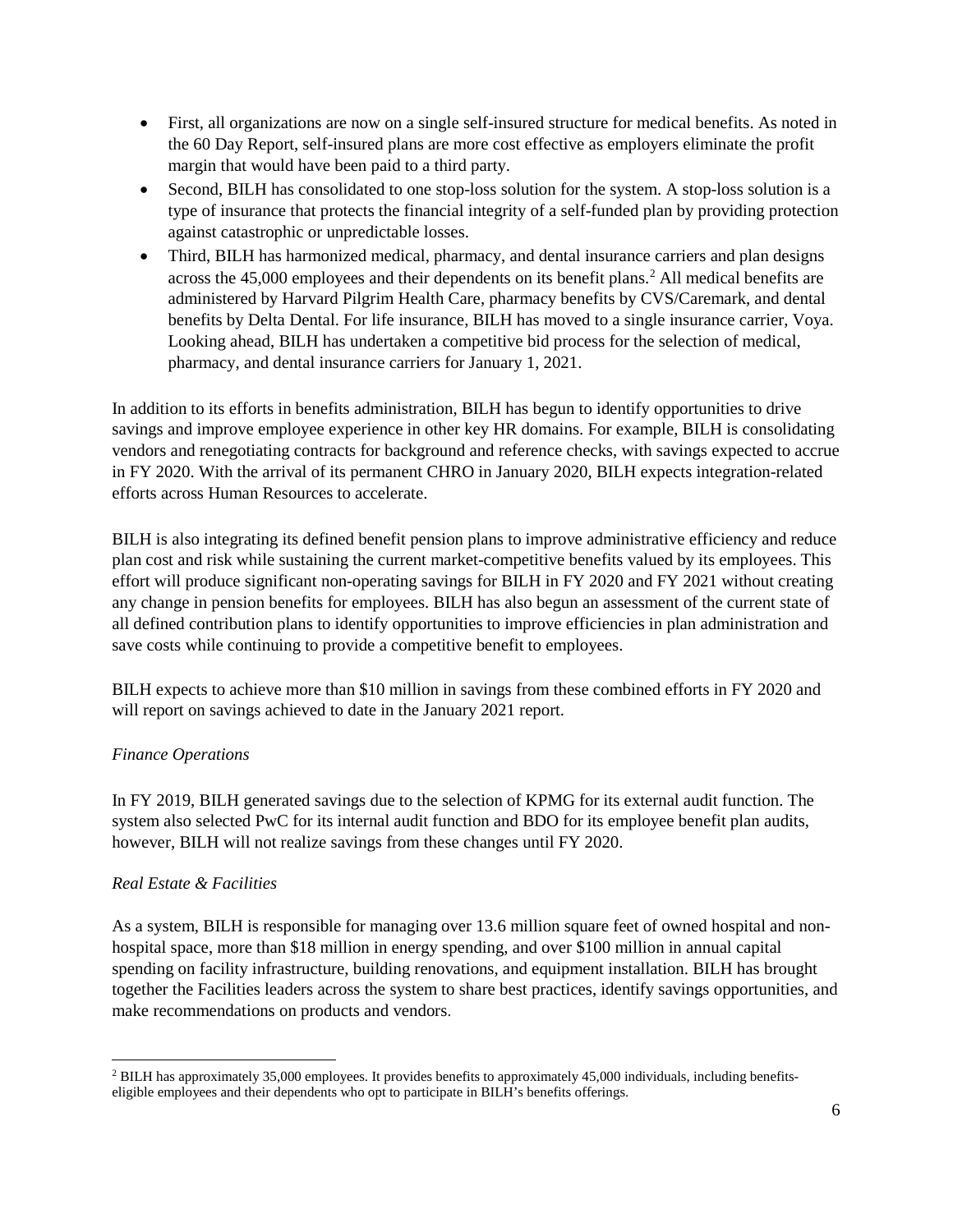- First, all organizations are now on a single self-insured structure for medical benefits. As noted in the 60 Day Report, self-insured plans are more cost effective as employers eliminate the profit margin that would have been paid to a third party.
- Second, BILH has consolidated to one stop-loss solution for the system. A stop-loss solution is a type of insurance that protects the financial integrity of a self-funded plan by providing protection against catastrophic or unpredictable losses.
- Third, BILH has harmonized medical, pharmacy, and dental insurance carriers and plan designs across the 45,000 employees and their dependents on its benefit plans.[2] All medical benefits are administered by Harvard Pilgrim Health Care, pharmacy benefits by CVS/Caremark, and dental benefits by Delta Dental. For life insurance, BILH has moved to a single insurance carrier, Voya. Looking ahead, BILH has undertaken a competitive bid process for the selection of medical, pharmacy, and dental insurance carriers for January 1, 2021.

In addition to its efforts in benefits administration, BILH has begun to identify opportunities to drive savings and improve employee experience in other key HR domains. For example, BILH is consolidating vendors and renegotiating contracts for background and reference checks, with savings expected to accrue in FY 2020. With the arrival of its permanent CHRO in January 2020, BILH expects integration-related efforts across Human Resources to accelerate.

BILH is also integrating its defined benefit pension plans to improve administrative efficiency and reduce plan cost and risk while sustaining the current market-competitive benefits valued by its employees. This effort will produce significant non-operating savings for BILH in FY 2020 and FY 2021 without creating any change in pension benefits for employees. BILH has also begun an assessment of the current state of all defined contribution plans to identify opportunities to improve efficiencies in plan administration and save costs while continuing to provide a competitive benefit to employees.

BILH expects to achieve more than $10 million in savings from these combined efforts in FY 2020 and will report on savings achieved to date in the January 2021 report.

*Finance Operations*

In FY 2019, BILH generated savings due to the selection of KPMG for its external audit function. The system also selected PwC for its internal audit function and BDO for its employee benefit plan audits, however, BILH will not realize savings from these changes until FY 2020.

*Real Estate & Facilities*

As a system, BILH is responsible for managing over 13.6 million square feet of owned hospital and non-hospital space, more than $18 million in energy spending, and over $100 million in annual capital spending on facility infrastructure, building renovations, and equipment installation. BILH has brought together the Facilities leaders across the system to share best practices, identify savings opportunities, and make recommendations on products and vendors.

---

[2] BILH has approximately 35,000 employees. It provides benefits to approximately 45,000 individuals, including benefits-eligible employees and their dependents who opt to participate in BILH's benefits offerings.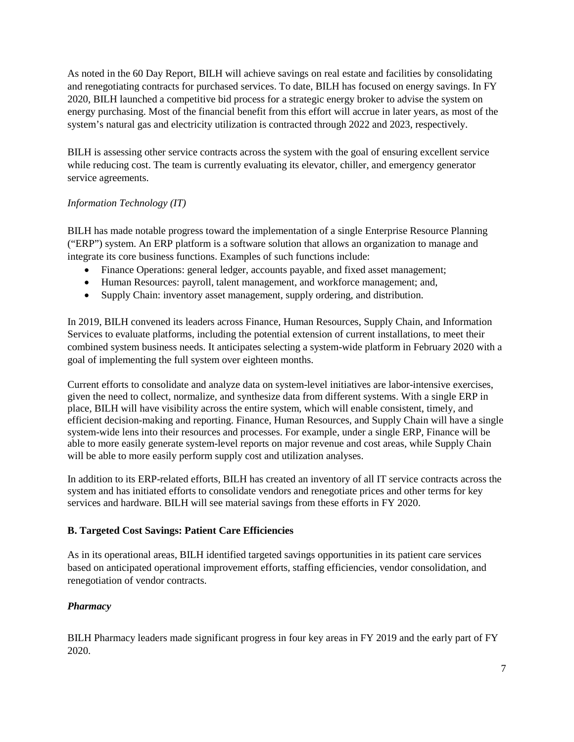As noted in the 60 Day Report, BILH will achieve savings on real estate and facilities by consolidating and renegotiating contracts for purchased services. To date, BILH has focused on energy savings. In FY 2020, BILH launched a competitive bid process for a strategic energy broker to advise the system on energy purchasing. Most of the financial benefit from this effort will accrue in later years, as most of the system's natural gas and electricity utilization is contracted through 2022 and 2023, respectively.

BILH is assessing other service contracts across the system with the goal of ensuring excellent service while reducing cost. The team is currently evaluating its elevator, chiller, and emergency generator service agreements.

*Information Technology (IT)*

BILH has made notable progress toward the implementation of a single Enterprise Resource Planning ("ERP") system. An ERP platform is a software solution that allows an organization to manage and integrate its core business functions. Examples of such functions include:

- Finance Operations: general ledger, accounts payable, and fixed asset management;
- Human Resources: payroll, talent management, and workforce management; and,
- Supply Chain: inventory asset management, supply ordering, and distribution.

In 2019, BILH convened its leaders across Finance, Human Resources, Supply Chain, and Information Services to evaluate platforms, including the potential extension of current installations, to meet their combined system business needs. It anticipates selecting a system-wide platform in February 2020 with a goal of implementing the full system over eighteen months.

Current efforts to consolidate and analyze data on system-level initiatives are labor-intensive exercises, given the need to collect, normalize, and synthesize data from different systems. With a single ERP in place, BILH will have visibility across the entire system, which will enable consistent, timely, and efficient decision-making and reporting. Finance, Human Resources, and Supply Chain will have a single system-wide lens into their resources and processes. For example, under a single ERP, Finance will be able to more easily generate system-level reports on major revenue and cost areas, while Supply Chain will be able to more easily perform supply cost and utilization analyses.

In addition to its ERP-related efforts, BILH has created an inventory of all IT service contracts across the system and has initiated efforts to consolidate vendors and renegotiate prices and other terms for key services and hardware. BILH will see material savings from these efforts in FY 2020.

**B. Targeted Cost Savings: Patient Care Efficiencies**

As in its operational areas, BILH identified targeted savings opportunities in its patient care services based on anticipated operational improvement efforts, staffing efficiencies, vendor consolidation, and renegotiation of vendor contracts.

***Pharmacy***

BILH Pharmacy leaders made significant progress in four key areas in FY 2019 and the early part of FY 2020.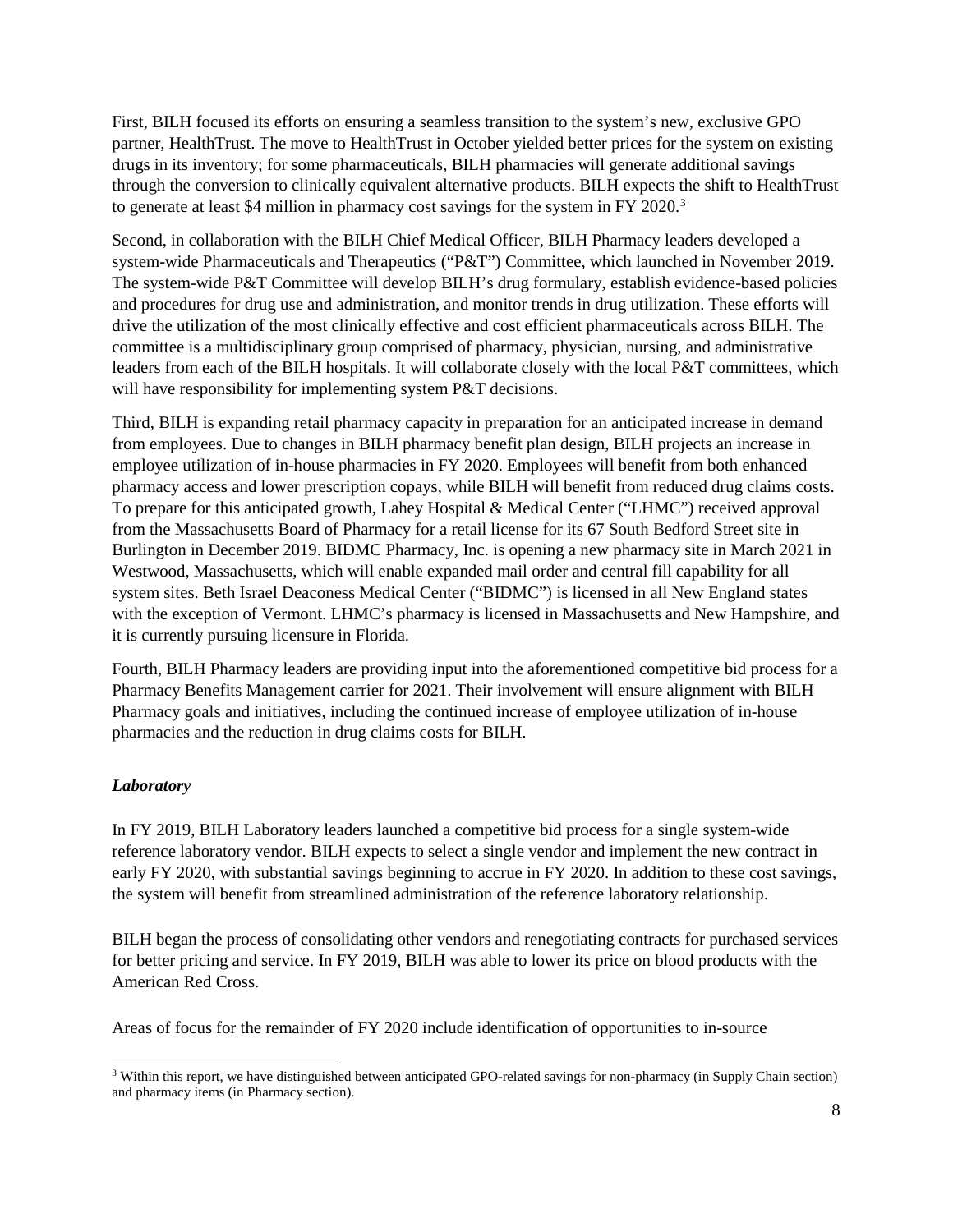First, BILH focused its efforts on ensuring a seamless transition to the system's new, exclusive GPO partner, HealthTrust. The move to HealthTrust in October yielded better prices for the system on existing drugs in its inventory; for some pharmaceuticals, BILH pharmacies will generate additional savings through the conversion to clinically equivalent alternative products. BILH expects the shift to HealthTrust to generate at least $4 million in pharmacy cost savings for the system in FY 2020.[3]

Second, in collaboration with the BILH Chief Medical Officer, BILH Pharmacy leaders developed a system-wide Pharmaceuticals and Therapeutics ("P&T") Committee, which launched in November 2019. The system-wide P&T Committee will develop BILH's drug formulary, establish evidence-based policies and procedures for drug use and administration, and monitor trends in drug utilization. These efforts will drive the utilization of the most clinically effective and cost efficient pharmaceuticals across BILH. The committee is a multidisciplinary group comprised of pharmacy, physician, nursing, and administrative leaders from each of the BILH hospitals. It will collaborate closely with the local P&T committees, which will have responsibility for implementing system P&T decisions.

Third, BILH is expanding retail pharmacy capacity in preparation for an anticipated increase in demand from employees. Due to changes in BILH pharmacy benefit plan design, BILH projects an increase in employee utilization of in-house pharmacies in FY 2020. Employees will benefit from both enhanced pharmacy access and lower prescription copays, while BILH will benefit from reduced drug claims costs. To prepare for this anticipated growth, Lahey Hospital & Medical Center ("LHMC") received approval from the Massachusetts Board of Pharmacy for a retail license for its 67 South Bedford Street site in Burlington in December 2019. BIDMC Pharmacy, Inc. is opening a new pharmacy site in March 2021 in Westwood, Massachusetts, which will enable expanded mail order and central fill capability for all system sites. Beth Israel Deaconess Medical Center ("BIDMC") is licensed in all New England states with the exception of Vermont. LHMC's pharmacy is licensed in Massachusetts and New Hampshire, and it is currently pursuing licensure in Florida.

Fourth, BILH Pharmacy leaders are providing input into the aforementioned competitive bid process for a Pharmacy Benefits Management carrier for 2021. Their involvement will ensure alignment with BILH Pharmacy goals and initiatives, including the continued increase of employee utilization of in-house pharmacies and the reduction in drug claims costs for BILH.

### *Laboratory*

In FY 2019, BILH Laboratory leaders launched a competitive bid process for a single system-wide reference laboratory vendor. BILH expects to select a single vendor and implement the new contract in early FY 2020, with substantial savings beginning to accrue in FY 2020. In addition to these cost savings, the system will benefit from streamlined administration of the reference laboratory relationship.

BILH began the process of consolidating other vendors and renegotiating contracts for purchased services for better pricing and service. In FY 2019, BILH was able to lower its price on blood products with the American Red Cross.

Areas of focus for the remainder of FY 2020 include identification of opportunities to in-source

[3] Within this report, we have distinguished between anticipated GPO-related savings for non-pharmacy (in Supply Chain section) and pharmacy items (in Pharmacy section).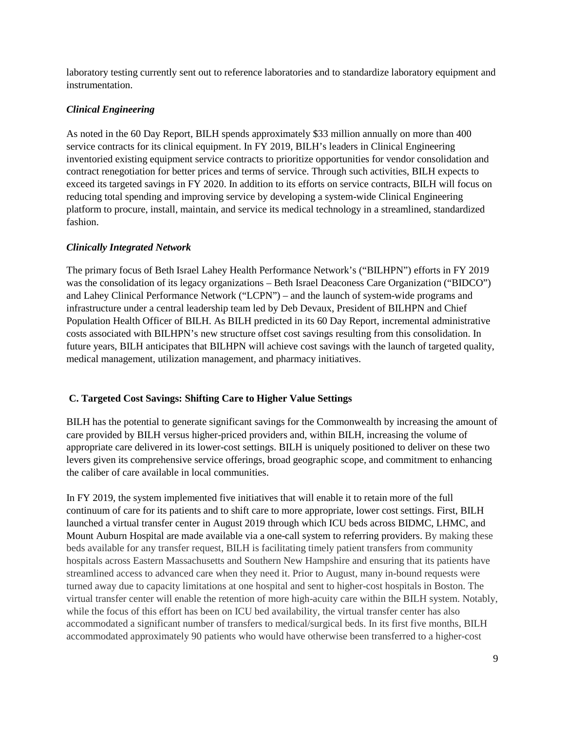laboratory testing currently sent out to reference laboratories and to standardize laboratory equipment and instrumentation.

### *Clinical Engineering*

As noted in the 60 Day Report, BILH spends approximately $33 million annually on more than 400 service contracts for its clinical equipment. In FY 2019, BILH's leaders in Clinical Engineering inventoried existing equipment service contracts to prioritize opportunities for vendor consolidation and contract renegotiation for better prices and terms of service. Through such activities, BILH expects to exceed its targeted savings in FY 2020. In addition to its efforts on service contracts, BILH will focus on reducing total spending and improving service by developing a system-wide Clinical Engineering platform to procure, install, maintain, and service its medical technology in a streamlined, standardized fashion.

### *Clinically Integrated Network*

The primary focus of Beth Israel Lahey Health Performance Network's ("BILHPN") efforts in FY 2019 was the consolidation of its legacy organizations – Beth Israel Deaconess Care Organization ("BIDCO") and Lahey Clinical Performance Network ("LCPN") – and the launch of system-wide programs and infrastructure under a central leadership team led by Deb Devaux, President of BILHPN and Chief Population Health Officer of BILH. As BILH predicted in its 60 Day Report, incremental administrative costs associated with BILHPN's new structure offset cost savings resulting from this consolidation. In future years, BILH anticipates that BILHPN will achieve cost savings with the launch of targeted quality, medical management, utilization management, and pharmacy initiatives.

## C. Targeted Cost Savings: Shifting Care to Higher Value Settings

BILH has the potential to generate significant savings for the Commonwealth by increasing the amount of care provided by BILH versus higher-priced providers and, within BILH, increasing the volume of appropriate care delivered in its lower-cost settings. BILH is uniquely positioned to deliver on these two levers given its comprehensive service offerings, broad geographic scope, and commitment to enhancing the caliber of care available in local communities.

In FY 2019, the system implemented five initiatives that will enable it to retain more of the full continuum of care for its patients and to shift care to more appropriate, lower cost settings. First, BILH launched a virtual transfer center in August 2019 through which ICU beds across BIDMC, LHMC, and Mount Auburn Hospital are made available via a one-call system to referring providers. By making these beds available for any transfer request, BILH is facilitating timely patient transfers from community hospitals across Eastern Massachusetts and Southern New Hampshire and ensuring that its patients have streamlined access to advanced care when they need it. Prior to August, many in-bound requests were turned away due to capacity limitations at one hospital and sent to higher-cost hospitals in Boston. The virtual transfer center will enable the retention of more high-acuity care within the BILH system. Notably, while the focus of this effort has been on ICU bed availability, the virtual transfer center has also accommodated a significant number of transfers to medical/surgical beds. In its first five months, BILH accommodated approximately 90 patients who would have otherwise been transferred to a higher-cost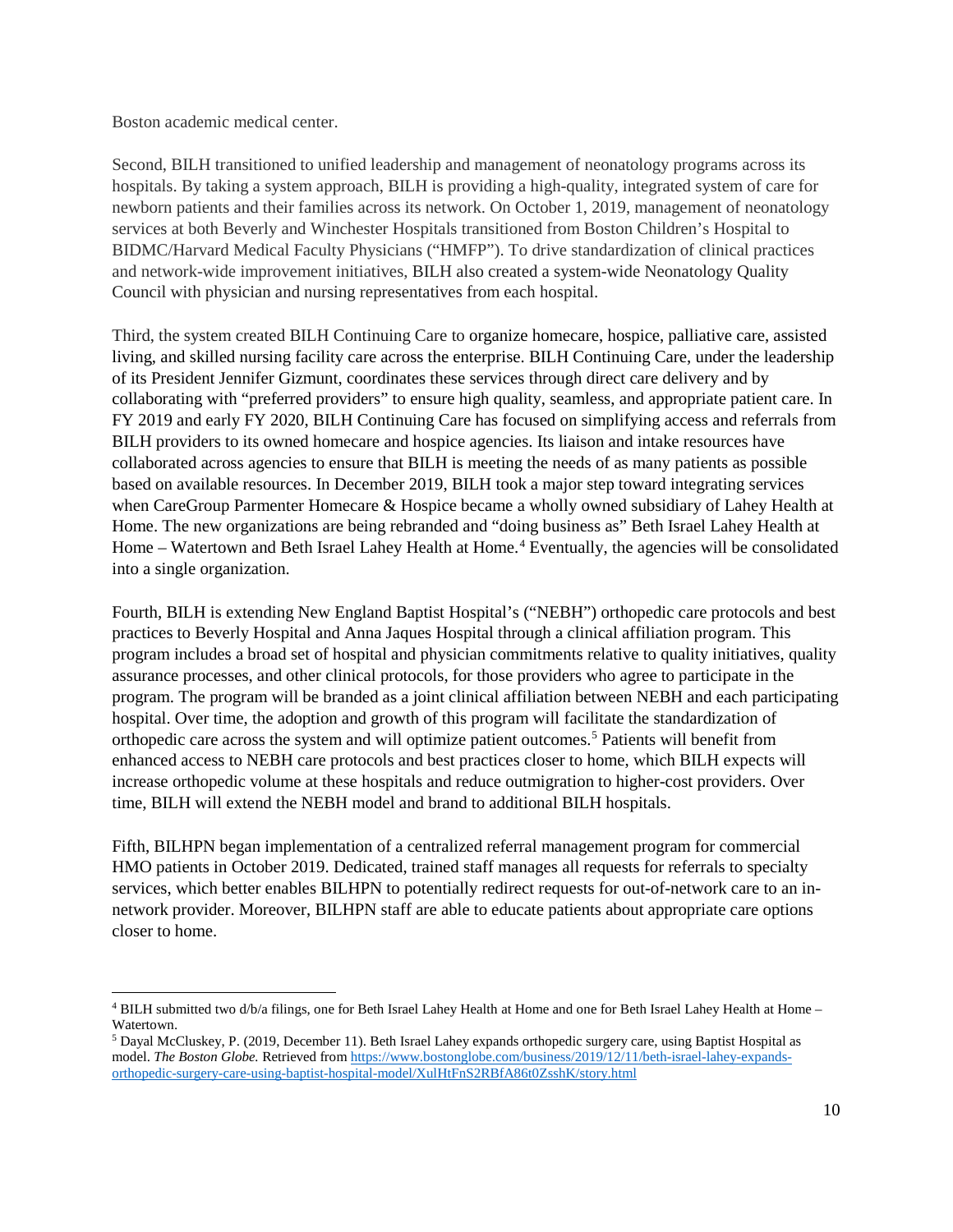Boston academic medical center.

Second, BILH transitioned to unified leadership and management of neonatology programs across its hospitals. By taking a system approach, BILH is providing a high-quality, integrated system of care for newborn patients and their families across its network. On October 1, 2019, management of neonatology services at both Beverly and Winchester Hospitals transitioned from Boston Children's Hospital to BIDMC/Harvard Medical Faculty Physicians ("HMFP"). To drive standardization of clinical practices and network-wide improvement initiatives, BILH also created a system-wide Neonatology Quality Council with physician and nursing representatives from each hospital.

Third, the system created BILH Continuing Care to organize homecare, hospice, palliative care, assisted living, and skilled nursing facility care across the enterprise. BILH Continuing Care, under the leadership of its President Jennifer Gizmunt, coordinates these services through direct care delivery and by collaborating with "preferred providers" to ensure high quality, seamless, and appropriate patient care. In FY 2019 and early FY 2020, BILH Continuing Care has focused on simplifying access and referrals from BILH providers to its owned homecare and hospice agencies. Its liaison and intake resources have collaborated across agencies to ensure that BILH is meeting the needs of as many patients as possible based on available resources. In December 2019, BILH took a major step toward integrating services when CareGroup Parmenter Homecare & Hospice became a wholly owned subsidiary of Lahey Health at Home. The new organizations are being rebranded and "doing business as" Beth Israel Lahey Health at Home – Watertown and Beth Israel Lahey Health at Home.[4] Eventually, the agencies will be consolidated into a single organization.

Fourth, BILH is extending New England Baptist Hospital's ("NEBH") orthopedic care protocols and best practices to Beverly Hospital and Anna Jaques Hospital through a clinical affiliation program. This program includes a broad set of hospital and physician commitments relative to quality initiatives, quality assurance processes, and other clinical protocols, for those providers who agree to participate in the program. The program will be branded as a joint clinical affiliation between NEBH and each participating hospital. Over time, the adoption and growth of this program will facilitate the standardization of orthopedic care across the system and will optimize patient outcomes.[5] Patients will benefit from enhanced access to NEBH care protocols and best practices closer to home, which BILH expects will increase orthopedic volume at these hospitals and reduce outmigration to higher-cost providers. Over time, BILH will extend the NEBH model and brand to additional BILH hospitals.

Fifth, BILHPN began implementation of a centralized referral management program for commercial HMO patients in October 2019. Dedicated, trained staff manages all requests for referrals to specialty services, which better enables BILHPN to potentially redirect requests for out-of-network care to an in-network provider. Moreover, BILHPN staff are able to educate patients about appropriate care options closer to home.

---

[4] BILH submitted two d/b/a filings, one for Beth Israel Lahey Health at Home and one for Beth Israel Lahey Health at Home – Watertown.

[5] Dayal McCluskey, P. (2019, December 11). Beth Israel Lahey expands orthopedic surgery care, using Baptist Hospital as model. *The Boston Globe.* Retrieved from https://www.bostonglobe.com/business/2019/12/11/beth-israel-lahey-expands-orthopedic-surgery-care-using-baptist-hospital-model/XulHtFnS2RBfA86t0ZsshK/story.html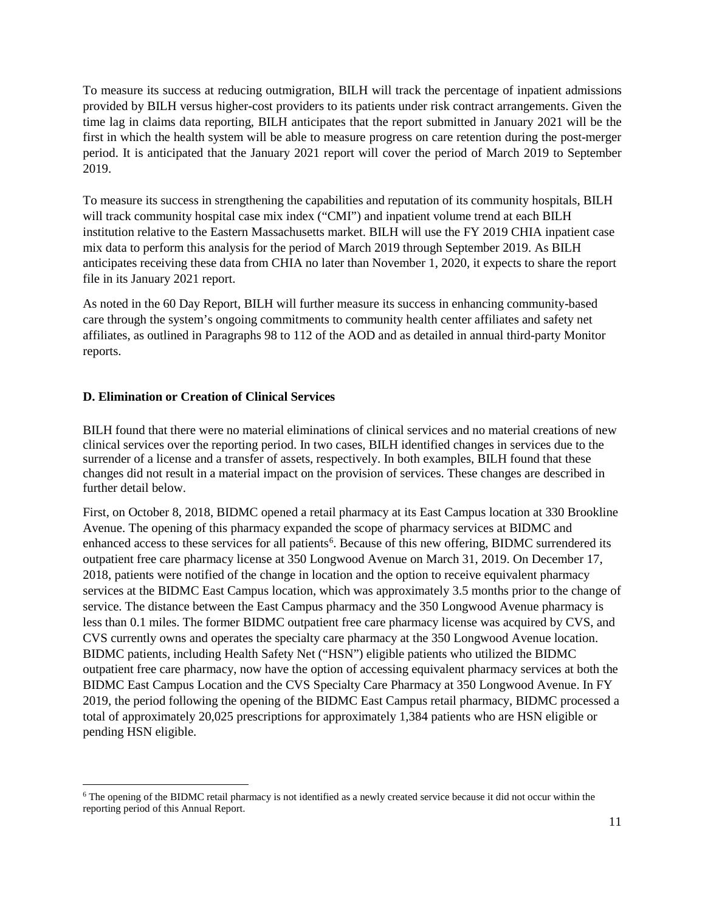To measure its success at reducing outmigration, BILH will track the percentage of inpatient admissions provided by BILH versus higher-cost providers to its patients under risk contract arrangements. Given the time lag in claims data reporting, BILH anticipates that the report submitted in January 2021 will be the first in which the health system will be able to measure progress on care retention during the post-merger period. It is anticipated that the January 2021 report will cover the period of March 2019 to September 2019.

To measure its success in strengthening the capabilities and reputation of its community hospitals, BILH will track community hospital case mix index ("CMI") and inpatient volume trend at each BILH institution relative to the Eastern Massachusetts market. BILH will use the FY 2019 CHIA inpatient case mix data to perform this analysis for the period of March 2019 through September 2019. As BILH anticipates receiving these data from CHIA no later than November 1, 2020, it expects to share the report file in its January 2021 report.

As noted in the 60 Day Report, BILH will further measure its success in enhancing community-based care through the system's ongoing commitments to community health center affiliates and safety net affiliates, as outlined in Paragraphs 98 to 112 of the AOD and as detailed in annual third-party Monitor reports.

**D. Elimination or Creation of Clinical Services**

BILH found that there were no material eliminations of clinical services and no material creations of new clinical services over the reporting period. In two cases, BILH identified changes in services due to the surrender of a license and a transfer of assets, respectively. In both examples, BILH found that these changes did not result in a material impact on the provision of services. These changes are described in further detail below.

First, on October 8, 2018, BIDMC opened a retail pharmacy at its East Campus location at 330 Brookline Avenue. The opening of this pharmacy expanded the scope of pharmacy services at BIDMC and enhanced access to these services for all patients[6]. Because of this new offering, BIDMC surrendered its outpatient free care pharmacy license at 350 Longwood Avenue on March 31, 2019. On December 17, 2018, patients were notified of the change in location and the option to receive equivalent pharmacy services at the BIDMC East Campus location, which was approximately 3.5 months prior to the change of service. The distance between the East Campus pharmacy and the 350 Longwood Avenue pharmacy is less than 0.1 miles. The former BIDMC outpatient free care pharmacy license was acquired by CVS, and CVS currently owns and operates the specialty care pharmacy at the 350 Longwood Avenue location. BIDMC patients, including Health Safety Net ("HSN") eligible patients who utilized the BIDMC outpatient free care pharmacy, now have the option of accessing equivalent pharmacy services at both the BIDMC East Campus Location and the CVS Specialty Care Pharmacy at 350 Longwood Avenue. In FY 2019, the period following the opening of the BIDMC East Campus retail pharmacy, BIDMC processed a total of approximately 20,025 prescriptions for approximately 1,384 patients who are HSN eligible or pending HSN eligible.

[6] The opening of the BIDMC retail pharmacy is not identified as a newly created service because it did not occur within the reporting period of this Annual Report.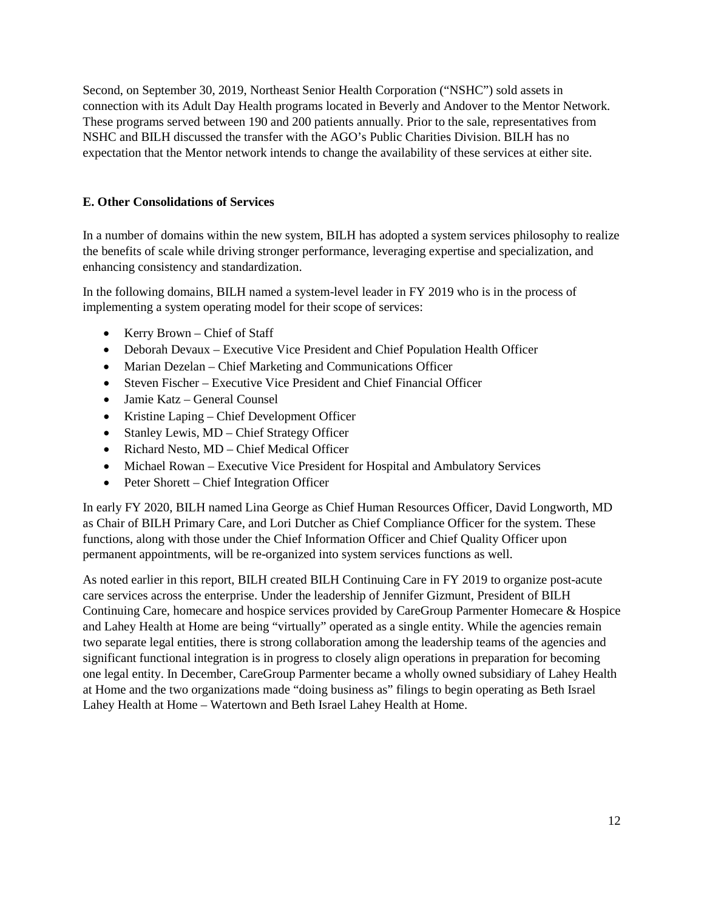Second, on September 30, 2019, Northeast Senior Health Corporation ("NSHC") sold assets in connection with its Adult Day Health programs located in Beverly and Andover to the Mentor Network. These programs served between 190 and 200 patients annually. Prior to the sale, representatives from NSHC and BILH discussed the transfer with the AGO's Public Charities Division. BILH has no expectation that the Mentor network intends to change the availability of these services at either site.

**E. Other Consolidations of Services**

In a number of domains within the new system, BILH has adopted a system services philosophy to realize the benefits of scale while driving stronger performance, leveraging expertise and specialization, and enhancing consistency and standardization.

In the following domains, BILH named a system-level leader in FY 2019 who is in the process of implementing a system operating model for their scope of services:

- Kerry Brown – Chief of Staff
- Deborah Devaux – Executive Vice President and Chief Population Health Officer
- Marian Dezelan – Chief Marketing and Communications Officer
- Steven Fischer – Executive Vice President and Chief Financial Officer
- Jamie Katz – General Counsel
- Kristine Laping – Chief Development Officer
- Stanley Lewis, MD – Chief Strategy Officer
- Richard Nesto, MD – Chief Medical Officer
- Michael Rowan – Executive Vice President for Hospital and Ambulatory Services
- Peter Shorett – Chief Integration Officer

In early FY 2020, BILH named Lina George as Chief Human Resources Officer, David Longworth, MD as Chair of BILH Primary Care, and Lori Dutcher as Chief Compliance Officer for the system. These functions, along with those under the Chief Information Officer and Chief Quality Officer upon permanent appointments, will be re-organized into system services functions as well.

As noted earlier in this report, BILH created BILH Continuing Care in FY 2019 to organize post-acute care services across the enterprise. Under the leadership of Jennifer Gizmunt, President of BILH Continuing Care, homecare and hospice services provided by CareGroup Parmenter Homecare & Hospice and Lahey Health at Home are being "virtually" operated as a single entity. While the agencies remain two separate legal entities, there is strong collaboration among the leadership teams of the agencies and significant functional integration is in progress to closely align operations in preparation for becoming one legal entity. In December, CareGroup Parmenter became a wholly owned subsidiary of Lahey Health at Home and the two organizations made "doing business as" filings to begin operating as Beth Israel Lahey Health at Home – Watertown and Beth Israel Lahey Health at Home.